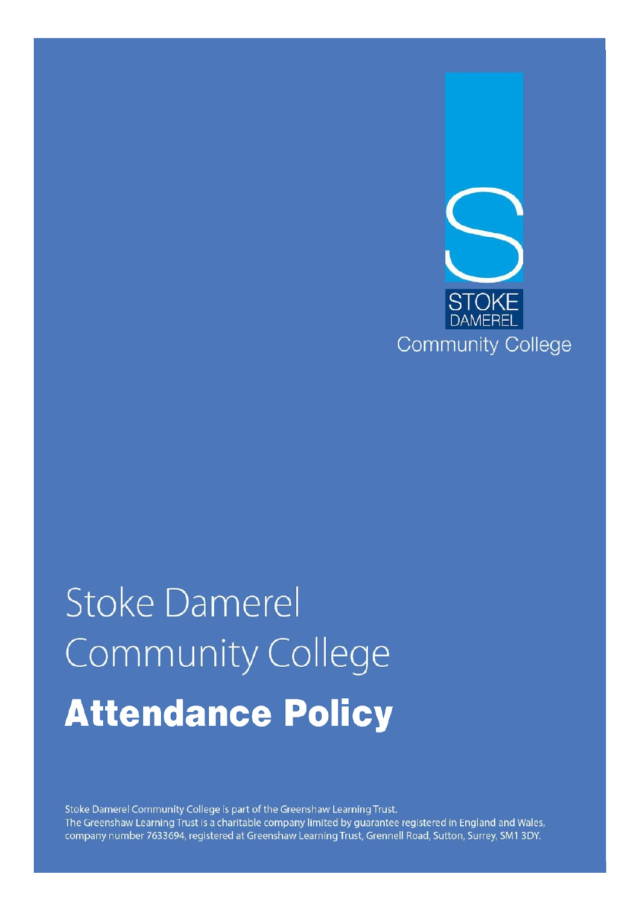STOKE DAMEREL

Community College

# Stoke Damerel Community College

# Attendance Policy

Stoke Damerel Community College is part of the Greenshaw Learning Trust.
The Greenshaw Learning Trust is a charitable company limited by guarantee registered in England and Wales, company number 7633694, registered at Greenshaw Learning Trust, Grennell Road, Sutton, Surrey, SM1 3DY.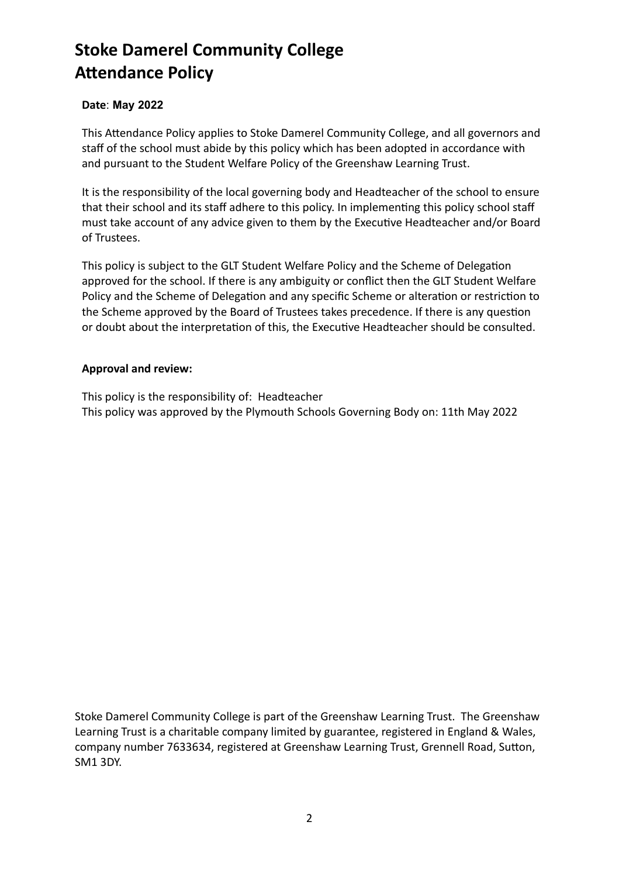# Stoke Damerel Community College Attendance Policy

**Date**: **May 2022**

This Attendance Policy applies to Stoke Damerel Community College, and all governors and staff of the school must abide by this policy which has been adopted in accordance with and pursuant to the Student Welfare Policy of the Greenshaw Learning Trust.

It is the responsibility of the local governing body and Headteacher of the school to ensure that their school and its staff adhere to this policy. In implementing this policy school staff must take account of any advice given to them by the Executive Headteacher and/or Board of Trustees.

This policy is subject to the GLT Student Welfare Policy and the Scheme of Delegation approved for the school. If there is any ambiguity or conflict then the GLT Student Welfare Policy and the Scheme of Delegation and any specific Scheme or alteration or restriction to the Scheme approved by the Board of Trustees takes precedence. If there is any question or doubt about the interpretation of this, the Executive Headteacher should be consulted.

**Approval and review:**

This policy is the responsibility of: Headteacher
This policy was approved by the Plymouth Schools Governing Body on: 11th May 2022

Stoke Damerel Community College is part of the Greenshaw Learning Trust. The Greenshaw Learning Trust is a charitable company limited by guarantee, registered in England & Wales, company number 7633634, registered at Greenshaw Learning Trust, Grennell Road, Sutton, SM1 3DY.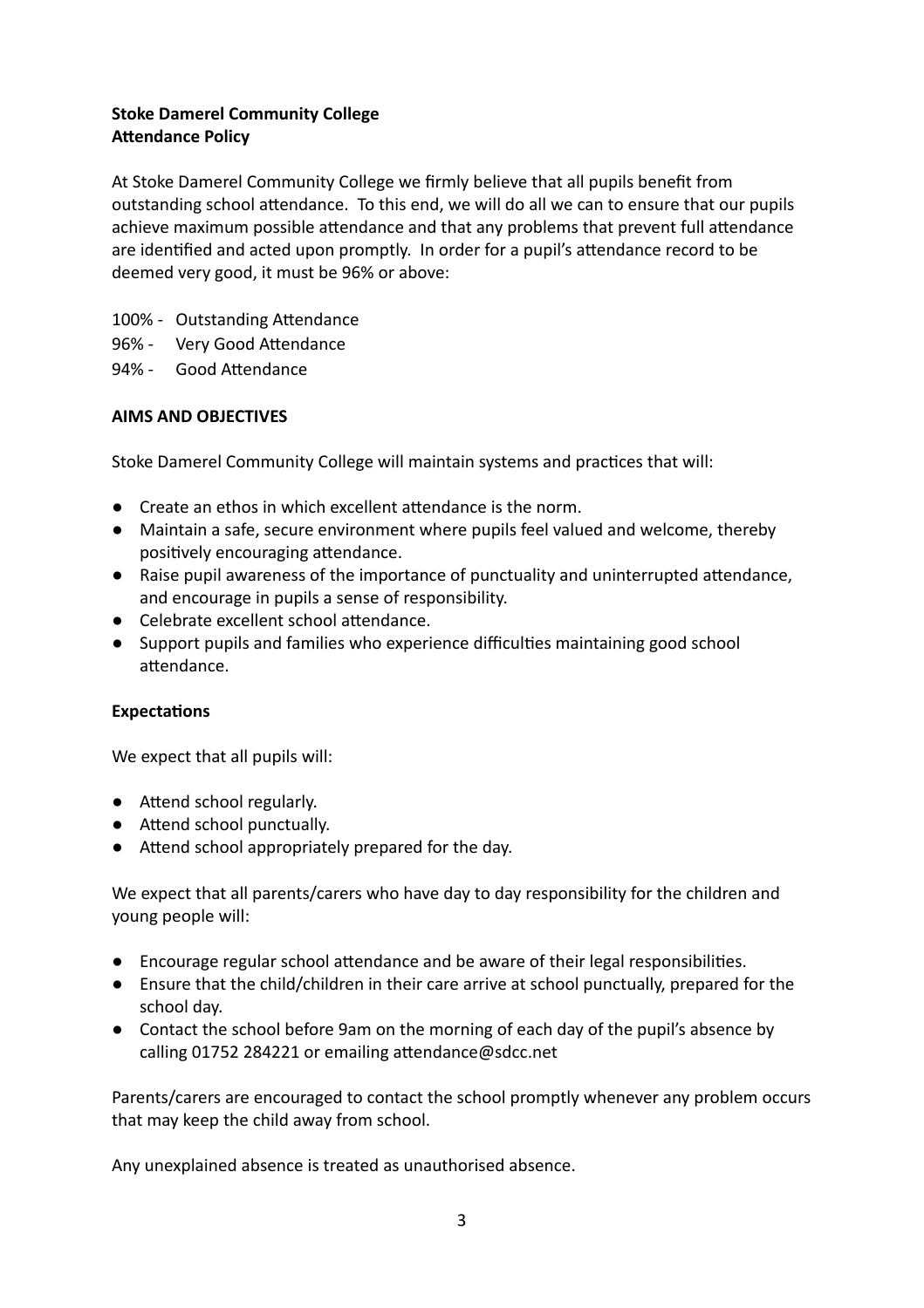**Stoke Damerel Community College**
**Attendance Policy**

At Stoke Damerel Community College we firmly believe that all pupils benefit from outstanding school attendance. To this end, we will do all we can to ensure that our pupils achieve maximum possible attendance and that any problems that prevent full attendance are identified and acted upon promptly. In order for a pupil's attendance record to be deemed very good, it must be 96% or above:

100% - Outstanding Attendance
96% - Very Good Attendance
94% - Good Attendance

**AIMS AND OBJECTIVES**

Stoke Damerel Community College will maintain systems and practices that will:

- Create an ethos in which excellent attendance is the norm.
- Maintain a safe, secure environment where pupils feel valued and welcome, thereby positively encouraging attendance.
- Raise pupil awareness of the importance of punctuality and uninterrupted attendance, and encourage in pupils a sense of responsibility.
- Celebrate excellent school attendance.
- Support pupils and families who experience difficulties maintaining good school attendance.

**Expectations**

We expect that all pupils will:

- Attend school regularly.
- Attend school punctually.
- Attend school appropriately prepared for the day.

We expect that all parents/carers who have day to day responsibility for the children and young people will:

- Encourage regular school attendance and be aware of their legal responsibilities.
- Ensure that the child/children in their care arrive at school punctually, prepared for the school day.
- Contact the school before 9am on the morning of each day of the pupil's absence by calling 01752 284221 or emailing attendance@sdcc.net

Parents/carers are encouraged to contact the school promptly whenever any problem occurs that may keep the child away from school.

Any unexplained absence is treated as unauthorised absence.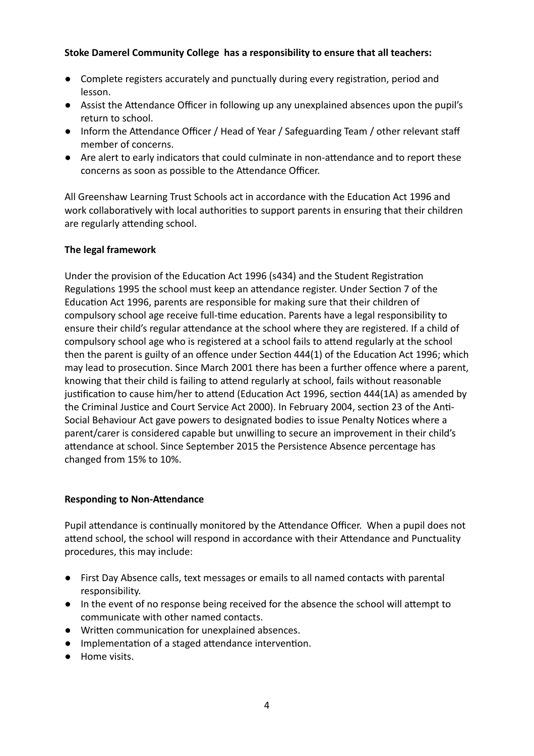**Stoke Damerel Community College has a responsibility to ensure that all teachers:**

- Complete registers accurately and punctually during every registration, period and lesson.
- Assist the Attendance Officer in following up any unexplained absences upon the pupil's return to school.
- Inform the Attendance Officer / Head of Year / Safeguarding Team / other relevant staff member of concerns.
- Are alert to early indicators that could culminate in non-attendance and to report these concerns as soon as possible to the Attendance Officer.

All Greenshaw Learning Trust Schools act in accordance with the Education Act 1996 and work collaboratively with local authorities to support parents in ensuring that their children are regularly attending school.

**The legal framework**

Under the provision of the Education Act 1996 (s434) and the Student Registration Regulations 1995 the school must keep an attendance register. Under Section 7 of the Education Act 1996, parents are responsible for making sure that their children of compulsory school age receive full-time education. Parents have a legal responsibility to ensure their child's regular attendance at the school where they are registered. If a child of compulsory school age who is registered at a school fails to attend regularly at the school then the parent is guilty of an offence under Section 444(1) of the Education Act 1996; which may lead to prosecution. Since March 2001 there has been a further offence where a parent, knowing that their child is failing to attend regularly at school, fails without reasonable justification to cause him/her to attend (Education Act 1996, section 444(1A) as amended by the Criminal Justice and Court Service Act 2000). In February 2004, section 23 of the Anti-Social Behaviour Act gave powers to designated bodies to issue Penalty Notices where a parent/carer is considered capable but unwilling to secure an improvement in their child's attendance at school. Since September 2015 the Persistence Absence percentage has changed from 15% to 10%.

**Responding to Non-Attendance**

Pupil attendance is continually monitored by the Attendance Officer. When a pupil does not attend school, the school will respond in accordance with their Attendance and Punctuality procedures, this may include:

- First Day Absence calls, text messages or emails to all named contacts with parental responsibility.
- In the event of no response being received for the absence the school will attempt to communicate with other named contacts.
- Written communication for unexplained absences.
- Implementation of a staged attendance intervention.
- Home visits.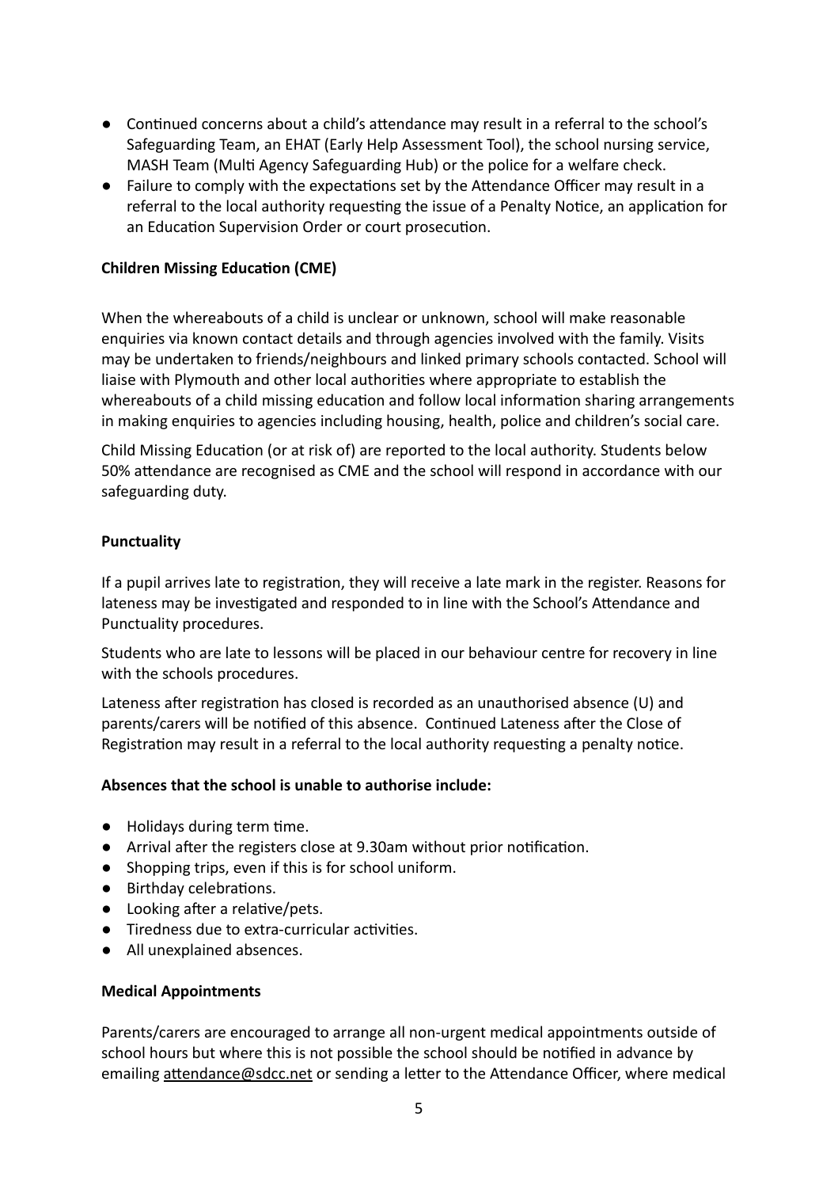- Continued concerns about a child's attendance may result in a referral to the school's Safeguarding Team, an EHAT (Early Help Assessment Tool), the school nursing service, MASH Team (Multi Agency Safeguarding Hub) or the police for a welfare check.
- Failure to comply with the expectations set by the Attendance Officer may result in a referral to the local authority requesting the issue of a Penalty Notice, an application for an Education Supervision Order or court prosecution.

**Children Missing Education (CME)**

When the whereabouts of a child is unclear or unknown, school will make reasonable enquiries via known contact details and through agencies involved with the family. Visits may be undertaken to friends/neighbours and linked primary schools contacted. School will liaise with Plymouth and other local authorities where appropriate to establish the whereabouts of a child missing education and follow local information sharing arrangements in making enquiries to agencies including housing, health, police and children's social care.

Child Missing Education (or at risk of) are reported to the local authority. Students below 50% attendance are recognised as CME and the school will respond in accordance with our safeguarding duty.

**Punctuality**

If a pupil arrives late to registration, they will receive a late mark in the register. Reasons for lateness may be investigated and responded to in line with the School's Attendance and Punctuality procedures.

Students who are late to lessons will be placed in our behaviour centre for recovery in line with the schools procedures.

Lateness after registration has closed is recorded as an unauthorised absence (U) and parents/carers will be notified of this absence. Continued Lateness after the Close of Registration may result in a referral to the local authority requesting a penalty notice.

**Absences that the school is unable to authorise include:**

- Holidays during term time.
- Arrival after the registers close at 9.30am without prior notification.
- Shopping trips, even if this is for school uniform.
- Birthday celebrations.
- Looking after a relative/pets.
- Tiredness due to extra-curricular activities.
- All unexplained absences.

**Medical Appointments**

Parents/carers are encouraged to arrange all non-urgent medical appointments outside of school hours but where this is not possible the school should be notified in advance by emailing attendance@sdcc.net or sending a letter to the Attendance Officer, where medical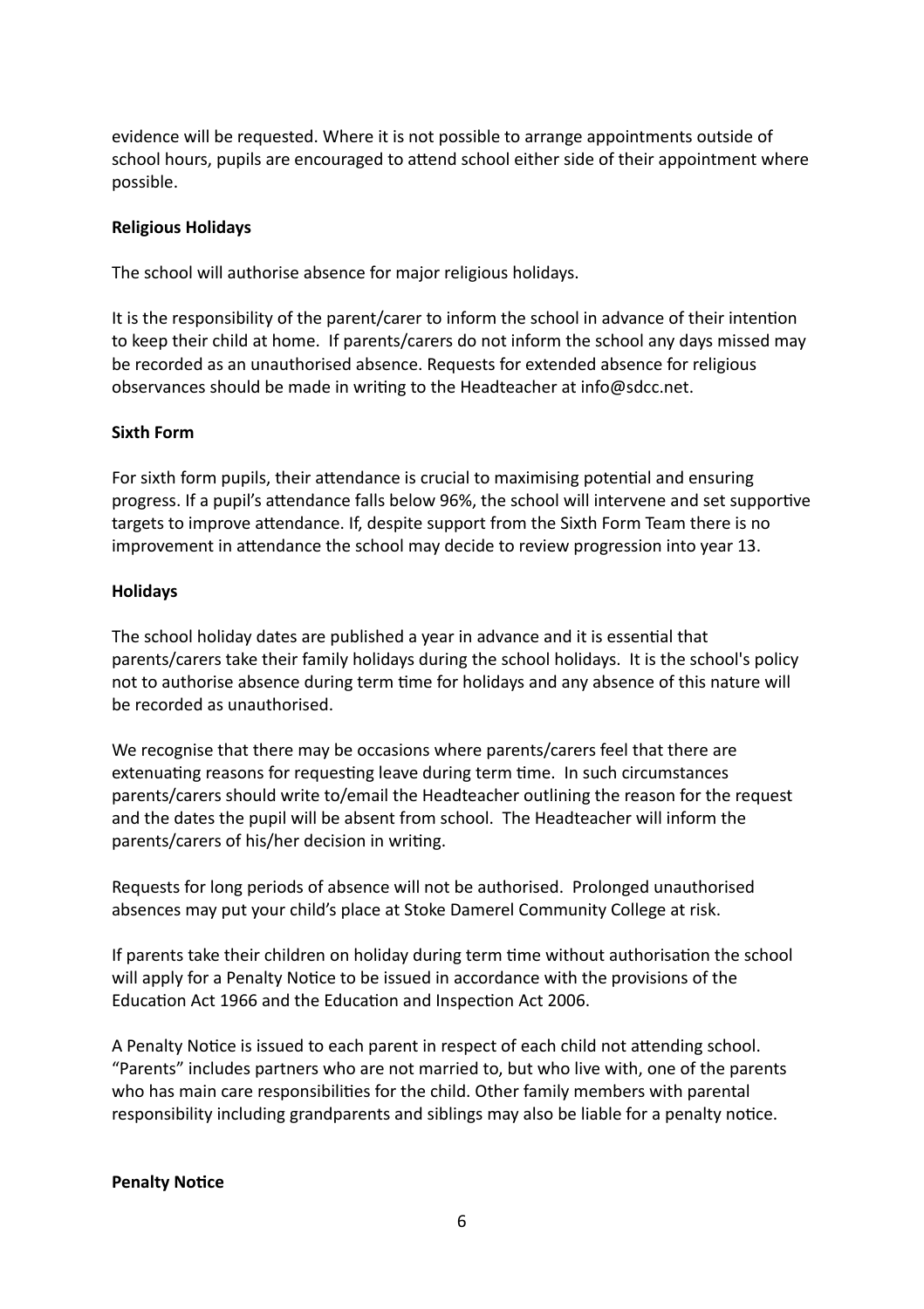evidence will be requested. Where it is not possible to arrange appointments outside of school hours, pupils are encouraged to attend school either side of their appointment where possible.

**Religious Holidays**

The school will authorise absence for major religious holidays.

It is the responsibility of the parent/carer to inform the school in advance of their intention to keep their child at home. If parents/carers do not inform the school any days missed may be recorded as an unauthorised absence. Requests for extended absence for religious observances should be made in writing to the Headteacher at info@sdcc.net.

**Sixth Form**

For sixth form pupils, their attendance is crucial to maximising potential and ensuring progress. If a pupil's attendance falls below 96%, the school will intervene and set supportive targets to improve attendance. If, despite support from the Sixth Form Team there is no improvement in attendance the school may decide to review progression into year 13.

**Holidays**

The school holiday dates are published a year in advance and it is essential that parents/carers take their family holidays during the school holidays. It is the school's policy not to authorise absence during term time for holidays and any absence of this nature will be recorded as unauthorised.

We recognise that there may be occasions where parents/carers feel that there are extenuating reasons for requesting leave during term time. In such circumstances parents/carers should write to/email the Headteacher outlining the reason for the request and the dates the pupil will be absent from school. The Headteacher will inform the parents/carers of his/her decision in writing.

Requests for long periods of absence will not be authorised. Prolonged unauthorised absences may put your child's place at Stoke Damerel Community College at risk.

If parents take their children on holiday during term time without authorisation the school will apply for a Penalty Notice to be issued in accordance with the provisions of the Education Act 1966 and the Education and Inspection Act 2006.

A Penalty Notice is issued to each parent in respect of each child not attending school. "Parents" includes partners who are not married to, but who live with, one of the parents who has main care responsibilities for the child. Other family members with parental responsibility including grandparents and siblings may also be liable for a penalty notice.

**Penalty Notice**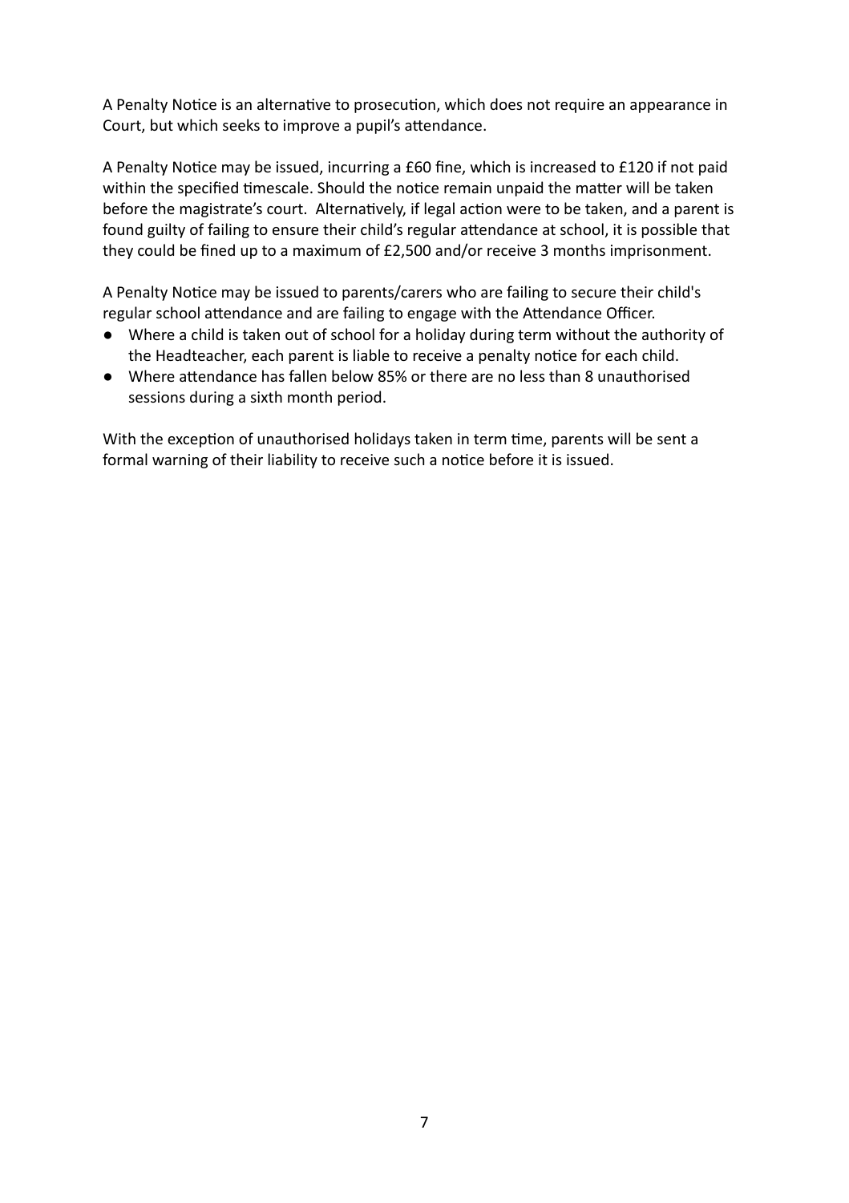A Penalty Notice is an alternative to prosecution, which does not require an appearance in Court, but which seeks to improve a pupil's attendance.

A Penalty Notice may be issued, incurring a £60 fine, which is increased to £120 if not paid within the specified timescale. Should the notice remain unpaid the matter will be taken before the magistrate's court. Alternatively, if legal action were to be taken, and a parent is found guilty of failing to ensure their child's regular attendance at school, it is possible that they could be fined up to a maximum of £2,500 and/or receive 3 months imprisonment.

A Penalty Notice may be issued to parents/carers who are failing to secure their child's regular school attendance and are failing to engage with the Attendance Officer.

- Where a child is taken out of school for a holiday during term without the authority of the Headteacher, each parent is liable to receive a penalty notice for each child.
- Where attendance has fallen below 85% or there are no less than 8 unauthorised sessions during a sixth month period.

With the exception of unauthorised holidays taken in term time, parents will be sent a formal warning of their liability to receive such a notice before it is issued.